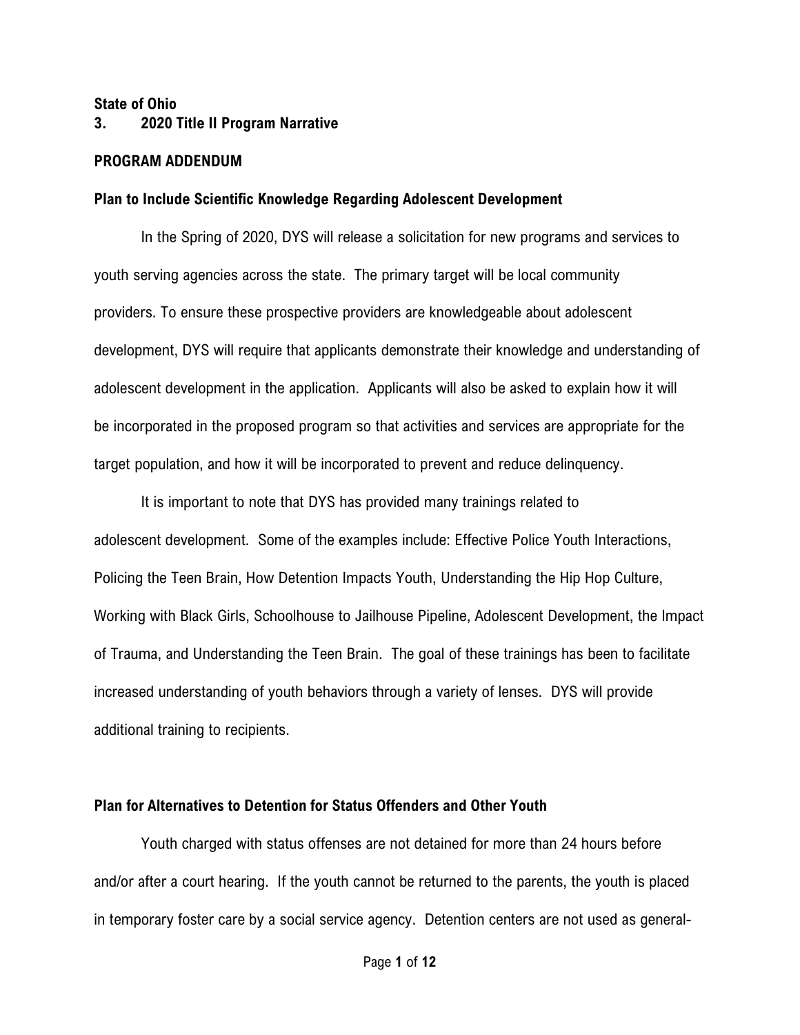**State of Ohio**

**3. 2020 Title II Program Narrative**

**PROGRAM ADDENDUM**

**Plan to Include Scientific Knowledge Regarding Adolescent Development**

In the Spring of 2020, DYS will release a solicitation for new programs and services to youth serving agencies across the state. The primary target will be local community providers. To ensure these prospective providers are knowledgeable about adolescent development, DYS will require that applicants demonstrate their knowledge and understanding of adolescent development in the application. Applicants will also be asked to explain how it will be incorporated in the proposed program so that activities and services are appropriate for the target population, and how it will be incorporated to prevent and reduce delinquency.

It is important to note that DYS has provided many trainings related to adolescent development. Some of the examples include: Effective Police Youth Interactions, Policing the Teen Brain, How Detention Impacts Youth, Understanding the Hip Hop Culture, Working with Black Girls, Schoolhouse to Jailhouse Pipeline, Adolescent Development, the Impact of Trauma, and Understanding the Teen Brain. The goal of these trainings has been to facilitate increased understanding of youth behaviors through a variety of lenses. DYS will provide additional training to recipients.

**Plan for Alternatives to Detention for Status Offenders and Other Youth**

Youth charged with status offenses are not detained for more than 24 hours before and/or after a court hearing. If the youth cannot be returned to the parents, the youth is placed in temporary foster care by a social service agency. Detention centers are not used as general-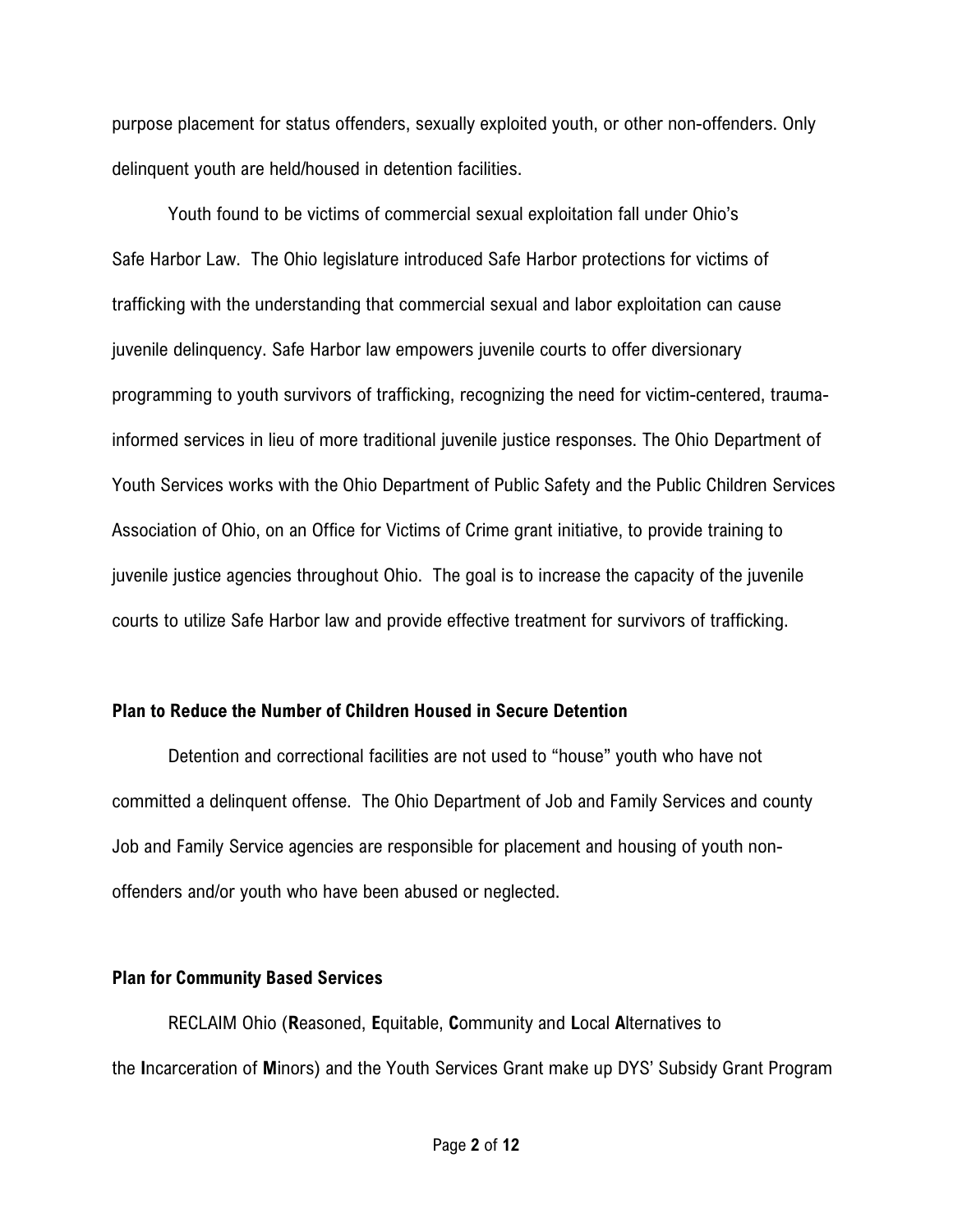purpose placement for status offenders, sexually exploited youth, or other non-offenders. Only delinquent youth are held/housed in detention facilities.

Youth found to be victims of commercial sexual exploitation fall under Ohio's Safe Harbor Law. The Ohio legislature introduced Safe Harbor protections for victims of trafficking with the understanding that commercial sexual and labor exploitation can cause juvenile delinquency. Safe Harbor law empowers juvenile courts to offer diversionary programming to youth survivors of trafficking, recognizing the need for victim-centered, trauma-informed services in lieu of more traditional juvenile justice responses. The Ohio Department of Youth Services works with the Ohio Department of Public Safety and the Public Children Services Association of Ohio, on an Office for Victims of Crime grant initiative, to provide training to juvenile justice agencies throughout Ohio. The goal is to increase the capacity of the juvenile courts to utilize Safe Harbor law and provide effective treatment for survivors of trafficking.

**Plan to Reduce the Number of Children Housed in Secure Detention**

Detention and correctional facilities are not used to "house" youth who have not committed a delinquent offense. The Ohio Department of Job and Family Services and county Job and Family Service agencies are responsible for placement and housing of youth non-offenders and/or youth who have been abused or neglected.

**Plan for Community Based Services**

RECLAIM Ohio (**R**easoned, **E**quitable, **C**ommunity and **L**ocal **A**lternatives to the **I**ncarceration of **M**inors) and the Youth Services Grant make up DYS' Subsidy Grant Program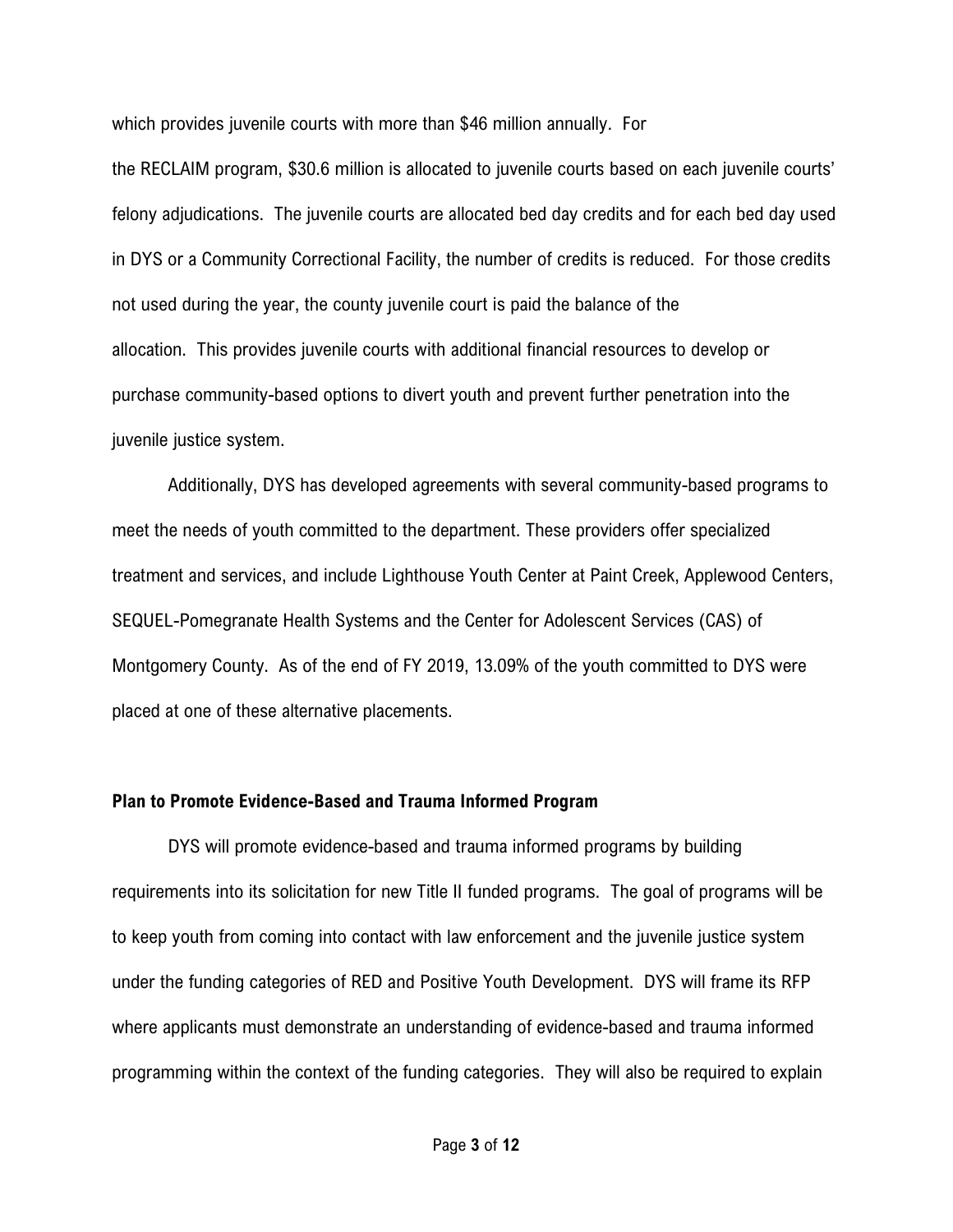which provides juvenile courts with more than $46 million annually. For the RECLAIM program, $30.6 million is allocated to juvenile courts based on each juvenile courts' felony adjudications. The juvenile courts are allocated bed day credits and for each bed day used in DYS or a Community Correctional Facility, the number of credits is reduced. For those credits not used during the year, the county juvenile court is paid the balance of the allocation. This provides juvenile courts with additional financial resources to develop or purchase community-based options to divert youth and prevent further penetration into the juvenile justice system.

Additionally, DYS has developed agreements with several community-based programs to meet the needs of youth committed to the department. These providers offer specialized treatment and services, and include Lighthouse Youth Center at Paint Creek, Applewood Centers, SEQUEL-Pomegranate Health Systems and the Center for Adolescent Services (CAS) of Montgomery County. As of the end of FY 2019, 13.09% of the youth committed to DYS were placed at one of these alternative placements.

**Plan to Promote Evidence-Based and Trauma Informed Program**

DYS will promote evidence-based and trauma informed programs by building requirements into its solicitation for new Title II funded programs. The goal of programs will be to keep youth from coming into contact with law enforcement and the juvenile justice system under the funding categories of RED and Positive Youth Development. DYS will frame its RFP where applicants must demonstrate an understanding of evidence-based and trauma informed programming within the context of the funding categories. They will also be required to explain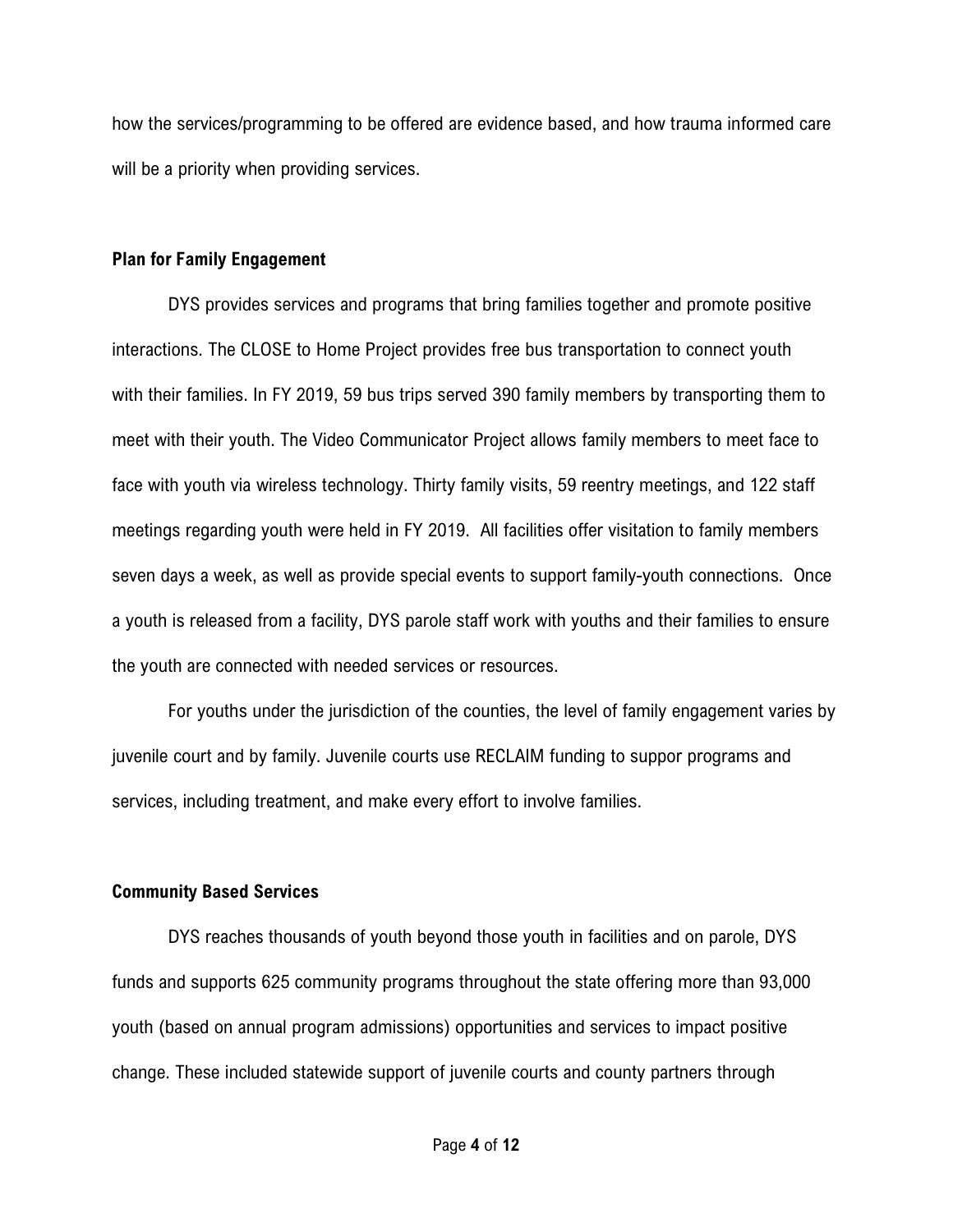how the services/programming to be offered are evidence based, and how trauma informed care will be a priority when providing services.

**Plan for Family Engagement**

DYS provides services and programs that bring families together and promote positive interactions. The CLOSE to Home Project provides free bus transportation to connect youth with their families. In FY 2019, 59 bus trips served 390 family members by transporting them to meet with their youth. The Video Communicator Project allows family members to meet face to face with youth via wireless technology. Thirty family visits, 59 reentry meetings, and 122 staff meetings regarding youth were held in FY 2019. All facilities offer visitation to family members seven days a week, as well as provide special events to support family-youth connections. Once a youth is released from a facility, DYS parole staff work with youths and their families to ensure the youth are connected with needed services or resources.

For youths under the jurisdiction of the counties, the level of family engagement varies by juvenile court and by family. Juvenile courts use RECLAIM funding to suppor programs and services, including treatment, and make every effort to involve families.

**Community Based Services**

DYS reaches thousands of youth beyond those youth in facilities and on parole, DYS funds and supports 625 community programs throughout the state offering more than 93,000 youth (based on annual program admissions) opportunities and services to impact positive change. These included statewide support of juvenile courts and county partners through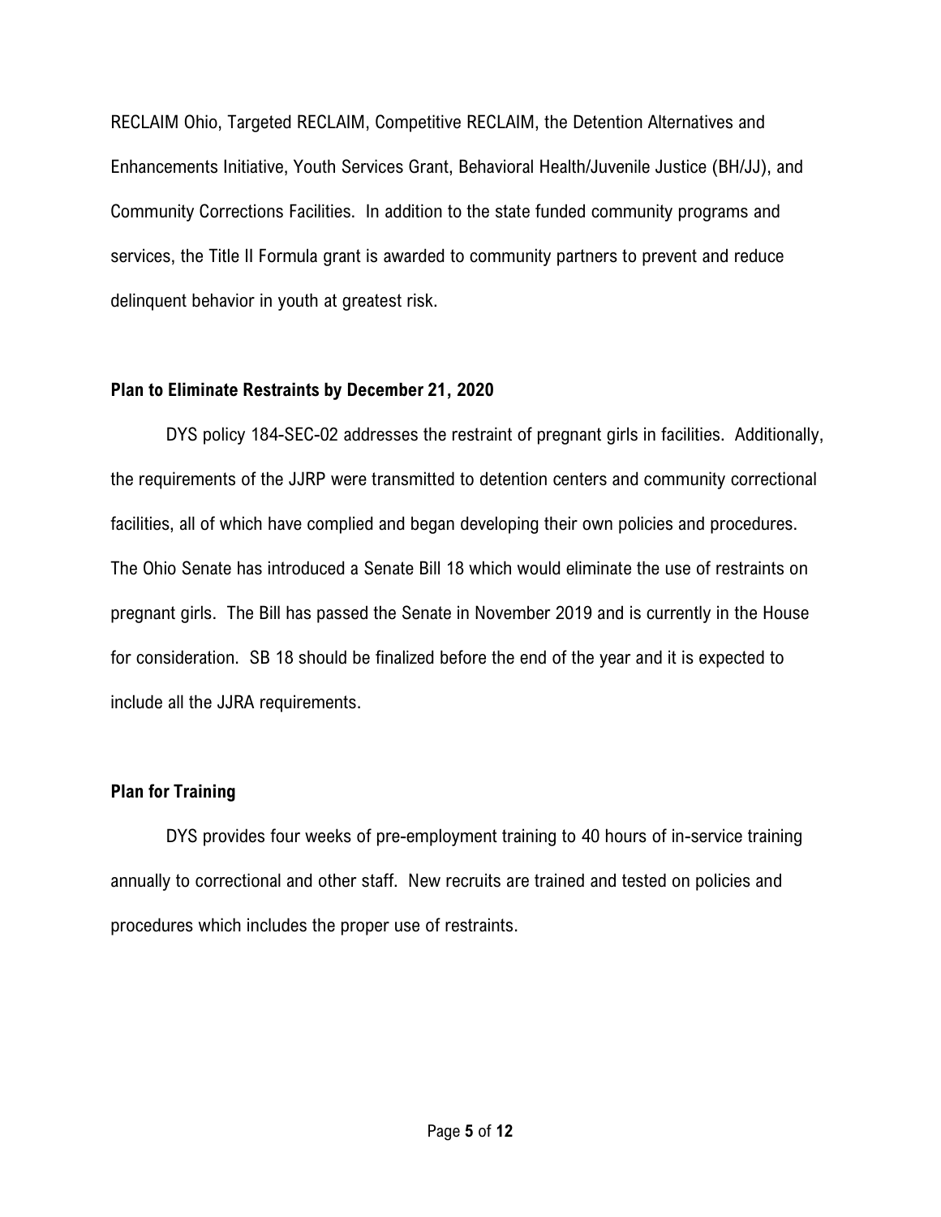RECLAIM Ohio, Targeted RECLAIM, Competitive RECLAIM, the Detention Alternatives and Enhancements Initiative, Youth Services Grant, Behavioral Health/Juvenile Justice (BH/JJ), and Community Corrections Facilities. In addition to the state funded community programs and services, the Title II Formula grant is awarded to community partners to prevent and reduce delinquent behavior in youth at greatest risk.

**Plan to Eliminate Restraints by December 21, 2020**

DYS policy 184-SEC-02 addresses the restraint of pregnant girls in facilities. Additionally, the requirements of the JJRP were transmitted to detention centers and community correctional facilities, all of which have complied and began developing their own policies and procedures. The Ohio Senate has introduced a Senate Bill 18 which would eliminate the use of restraints on pregnant girls. The Bill has passed the Senate in November 2019 and is currently in the House for consideration. SB 18 should be finalized before the end of the year and it is expected to include all the JJRA requirements.

**Plan for Training**

DYS provides four weeks of pre-employment training to 40 hours of in-service training annually to correctional and other staff. New recruits are trained and tested on policies and procedures which includes the proper use of restraints.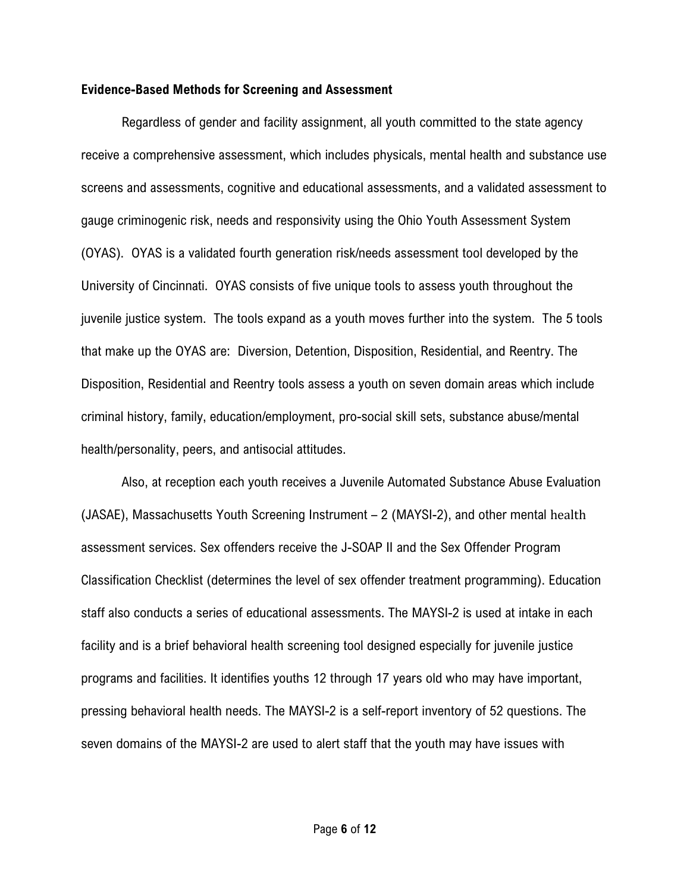### Evidence-Based Methods for Screening and Assessment

Regardless of gender and facility assignment, all youth committed to the state agency receive a comprehensive assessment, which includes physicals, mental health and substance use screens and assessments, cognitive and educational assessments, and a validated assessment to gauge criminogenic risk, needs and responsivity using the Ohio Youth Assessment System (OYAS). OYAS is a validated fourth generation risk/needs assessment tool developed by the University of Cincinnati. OYAS consists of five unique tools to assess youth throughout the juvenile justice system. The tools expand as a youth moves further into the system. The 5 tools that make up the OYAS are: Diversion, Detention, Disposition, Residential, and Reentry. The Disposition, Residential and Reentry tools assess a youth on seven domain areas which include criminal history, family, education/employment, pro-social skill sets, substance abuse/mental health/personality, peers, and antisocial attitudes.

Also, at reception each youth receives a Juvenile Automated Substance Abuse Evaluation (JASAE), Massachusetts Youth Screening Instrument – 2 (MAYSI-2), and other mental health assessment services. Sex offenders receive the J-SOAP II and the Sex Offender Program Classification Checklist (determines the level of sex offender treatment programming). Education staff also conducts a series of educational assessments. The MAYSI-2 is used at intake in each facility and is a brief behavioral health screening tool designed especially for juvenile justice programs and facilities. It identifies youths 12 through 17 years old who may have important, pressing behavioral health needs. The MAYSI-2 is a self-report inventory of 52 questions. The seven domains of the MAYSI-2 are used to alert staff that the youth may have issues with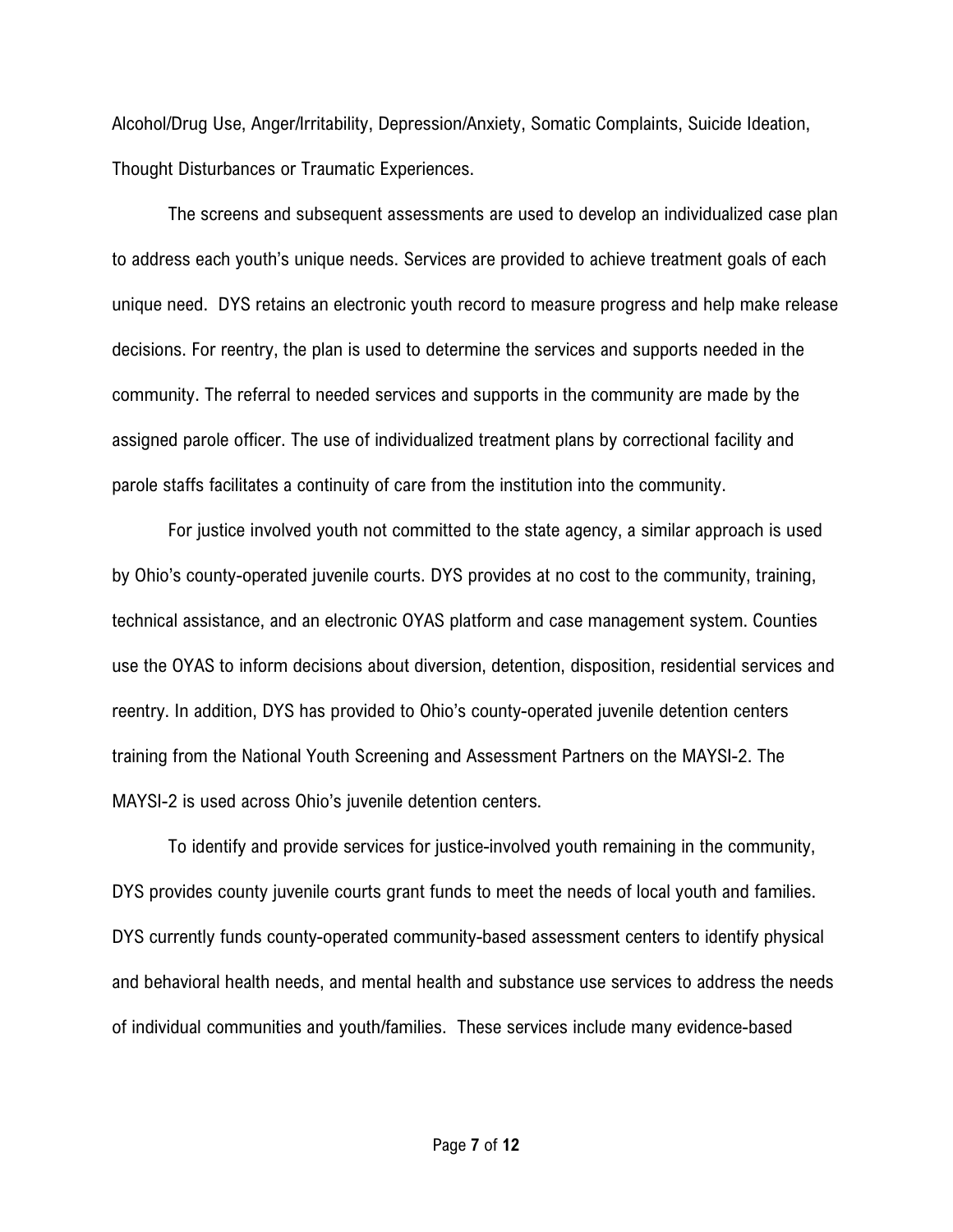Alcohol/Drug Use, Anger/Irritability, Depression/Anxiety, Somatic Complaints, Suicide Ideation, Thought Disturbances or Traumatic Experiences.

The screens and subsequent assessments are used to develop an individualized case plan to address each youth's unique needs. Services are provided to achieve treatment goals of each unique need. DYS retains an electronic youth record to measure progress and help make release decisions. For reentry, the plan is used to determine the services and supports needed in the community. The referral to needed services and supports in the community are made by the assigned parole officer. The use of individualized treatment plans by correctional facility and parole staffs facilitates a continuity of care from the institution into the community.

For justice involved youth not committed to the state agency, a similar approach is used by Ohio's county-operated juvenile courts. DYS provides at no cost to the community, training, technical assistance, and an electronic OYAS platform and case management system. Counties use the OYAS to inform decisions about diversion, detention, disposition, residential services and reentry. In addition, DYS has provided to Ohio's county-operated juvenile detention centers training from the National Youth Screening and Assessment Partners on the MAYSI-2. The MAYSI-2 is used across Ohio's juvenile detention centers.

To identify and provide services for justice-involved youth remaining in the community, DYS provides county juvenile courts grant funds to meet the needs of local youth and families. DYS currently funds county-operated community-based assessment centers to identify physical and behavioral health needs, and mental health and substance use services to address the needs of individual communities and youth/families. These services include many evidence-based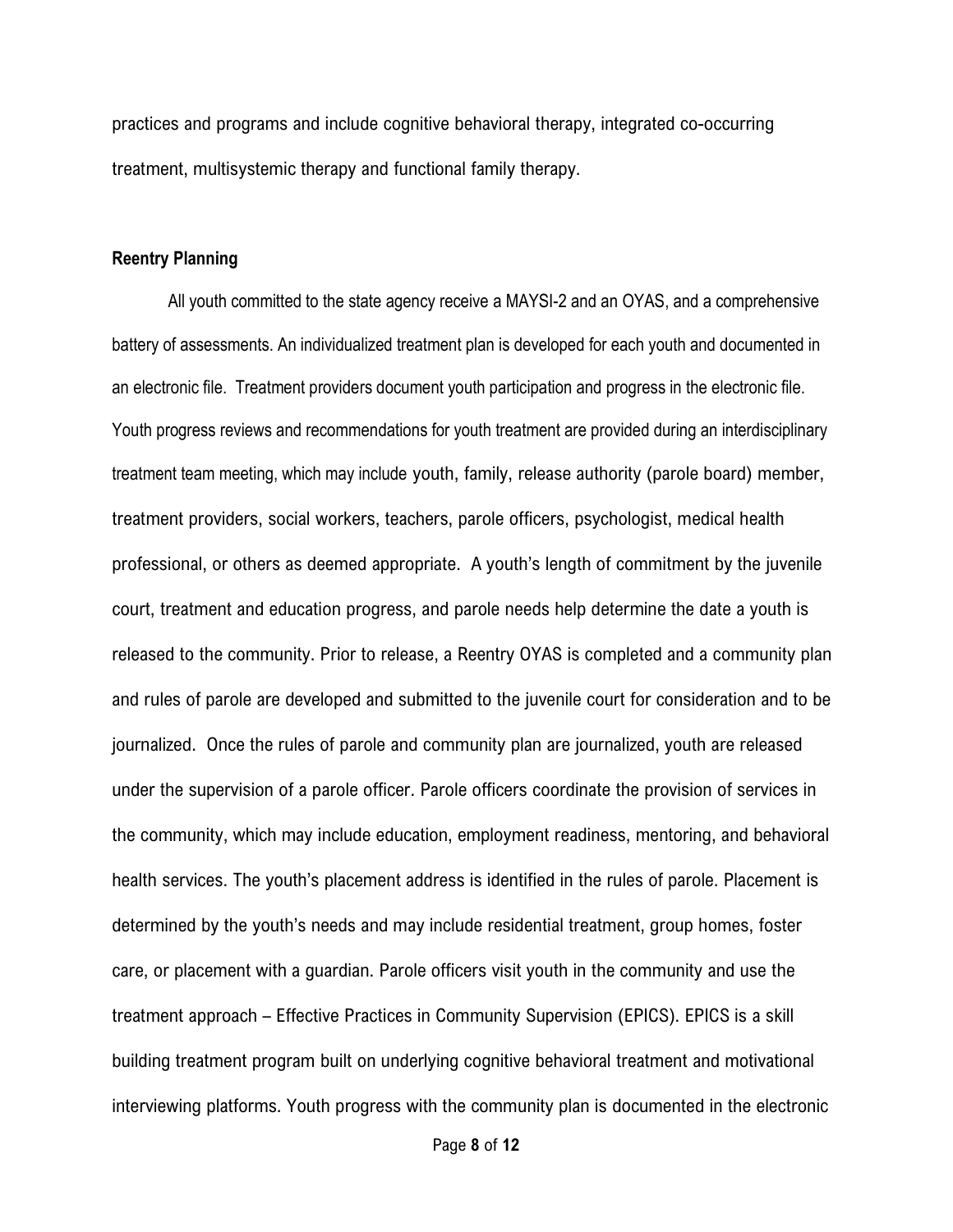practices and programs and include cognitive behavioral therapy, integrated co-occurring treatment, multisystemic therapy and functional family therapy.

**Reentry Planning**

All youth committed to the state agency receive a MAYSI-2 and an OYAS, and a comprehensive battery of assessments. An individualized treatment plan is developed for each youth and documented in an electronic file. Treatment providers document youth participation and progress in the electronic file. Youth progress reviews and recommendations for youth treatment are provided during an interdisciplinary treatment team meeting, which may include youth, family, release authority (parole board) member, treatment providers, social workers, teachers, parole officers, psychologist, medical health professional, or others as deemed appropriate. A youth's length of commitment by the juvenile court, treatment and education progress, and parole needs help determine the date a youth is released to the community. Prior to release, a Reentry OYAS is completed and a community plan and rules of parole are developed and submitted to the juvenile court for consideration and to be journalized. Once the rules of parole and community plan are journalized, youth are released under the supervision of a parole officer. Parole officers coordinate the provision of services in the community, which may include education, employment readiness, mentoring, and behavioral health services. The youth's placement address is identified in the rules of parole. Placement is determined by the youth's needs and may include residential treatment, group homes, foster care, or placement with a guardian. Parole officers visit youth in the community and use the treatment approach – Effective Practices in Community Supervision (EPICS). EPICS is a skill building treatment program built on underlying cognitive behavioral treatment and motivational interviewing platforms. Youth progress with the community plan is documented in the electronic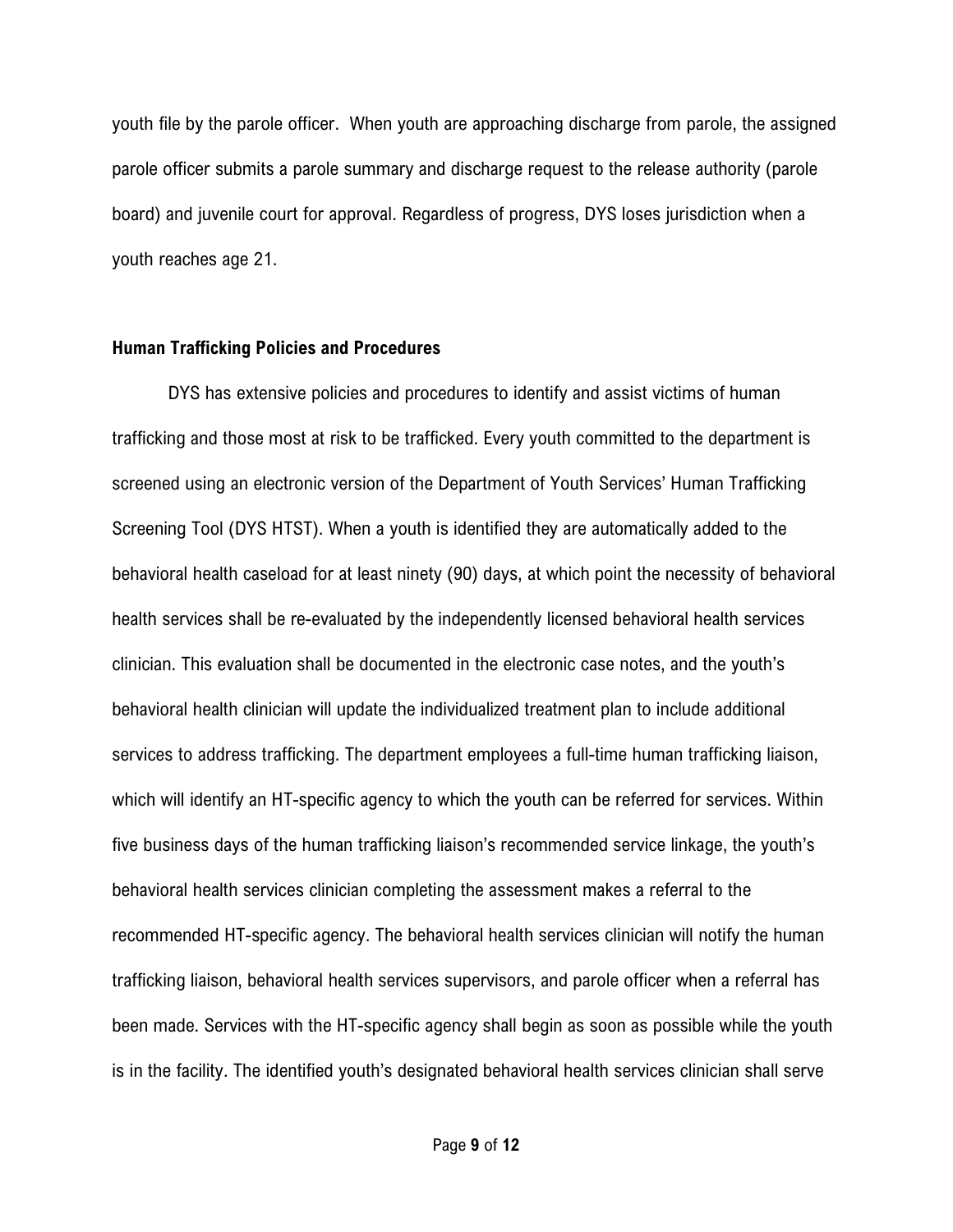youth file by the parole officer. When youth are approaching discharge from parole, the assigned parole officer submits a parole summary and discharge request to the release authority (parole board) and juvenile court for approval. Regardless of progress, DYS loses jurisdiction when a youth reaches age 21.

### Human Trafficking Policies and Procedures

DYS has extensive policies and procedures to identify and assist victims of human trafficking and those most at risk to be trafficked. Every youth committed to the department is screened using an electronic version of the Department of Youth Services' Human Trafficking Screening Tool (DYS HTST). When a youth is identified they are automatically added to the behavioral health caseload for at least ninety (90) days, at which point the necessity of behavioral health services shall be re-evaluated by the independently licensed behavioral health services clinician. This evaluation shall be documented in the electronic case notes, and the youth's behavioral health clinician will update the individualized treatment plan to include additional services to address trafficking. The department employees a full-time human trafficking liaison, which will identify an HT-specific agency to which the youth can be referred for services. Within five business days of the human trafficking liaison's recommended service linkage, the youth's behavioral health services clinician completing the assessment makes a referral to the recommended HT-specific agency. The behavioral health services clinician will notify the human trafficking liaison, behavioral health services supervisors, and parole officer when a referral has been made. Services with the HT-specific agency shall begin as soon as possible while the youth is in the facility. The identified youth's designated behavioral health services clinician shall serve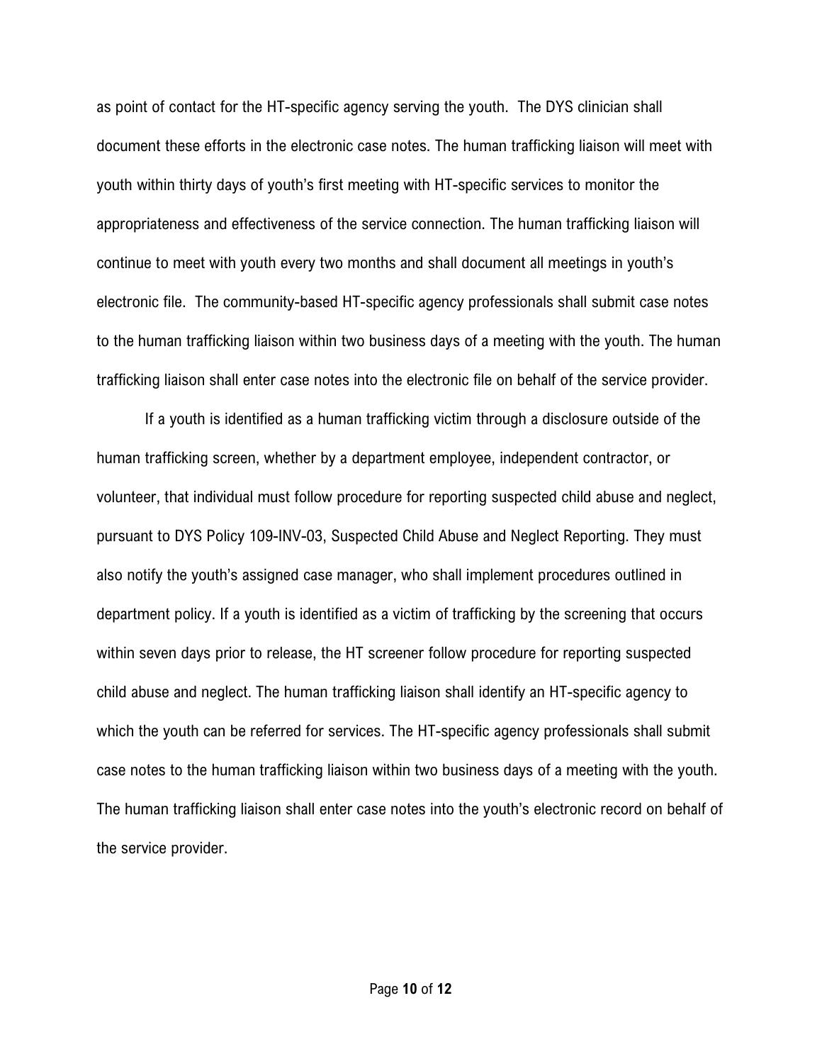as point of contact for the HT-specific agency serving the youth. The DYS clinician shall document these efforts in the electronic case notes. The human trafficking liaison will meet with youth within thirty days of youth's first meeting with HT-specific services to monitor the appropriateness and effectiveness of the service connection. The human trafficking liaison will continue to meet with youth every two months and shall document all meetings in youth's electronic file. The community-based HT-specific agency professionals shall submit case notes to the human trafficking liaison within two business days of a meeting with the youth. The human trafficking liaison shall enter case notes into the electronic file on behalf of the service provider.

If a youth is identified as a human trafficking victim through a disclosure outside of the human trafficking screen, whether by a department employee, independent contractor, or volunteer, that individual must follow procedure for reporting suspected child abuse and neglect, pursuant to DYS Policy 109-INV-03, Suspected Child Abuse and Neglect Reporting. They must also notify the youth's assigned case manager, who shall implement procedures outlined in department policy. If a youth is identified as a victim of trafficking by the screening that occurs within seven days prior to release, the HT screener follow procedure for reporting suspected child abuse and neglect. The human trafficking liaison shall identify an HT-specific agency to which the youth can be referred for services. The HT-specific agency professionals shall submit case notes to the human trafficking liaison within two business days of a meeting with the youth. The human trafficking liaison shall enter case notes into the youth's electronic record on behalf of the service provider.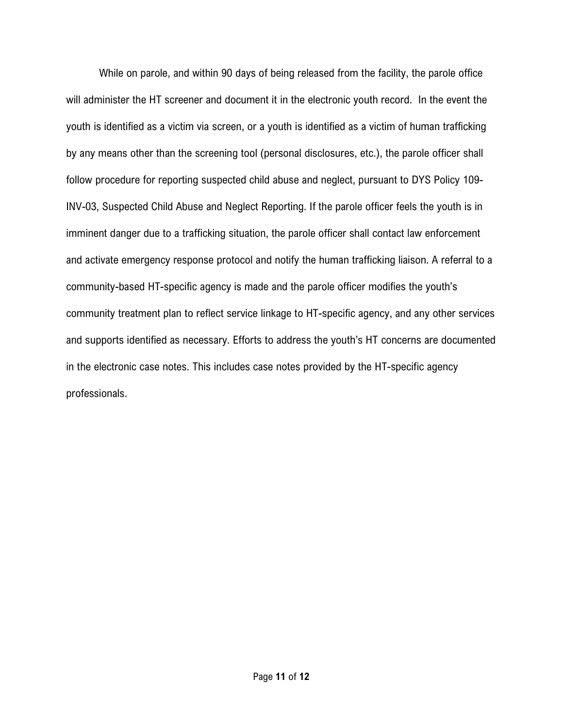While on parole, and within 90 days of being released from the facility, the parole office will administer the HT screener and document it in the electronic youth record. In the event the youth is identified as a victim via screen, or a youth is identified as a victim of human trafficking by any means other than the screening tool (personal disclosures, etc.), the parole officer shall follow procedure for reporting suspected child abuse and neglect, pursuant to DYS Policy 109-INV-03, Suspected Child Abuse and Neglect Reporting. If the parole officer feels the youth is in imminent danger due to a trafficking situation, the parole officer shall contact law enforcement and activate emergency response protocol and notify the human trafficking liaison. A referral to a community-based HT-specific agency is made and the parole officer modifies the youth's community treatment plan to reflect service linkage to HT-specific agency, and any other services and supports identified as necessary. Efforts to address the youth's HT concerns are documented in the electronic case notes. This includes case notes provided by the HT-specific agency professionals.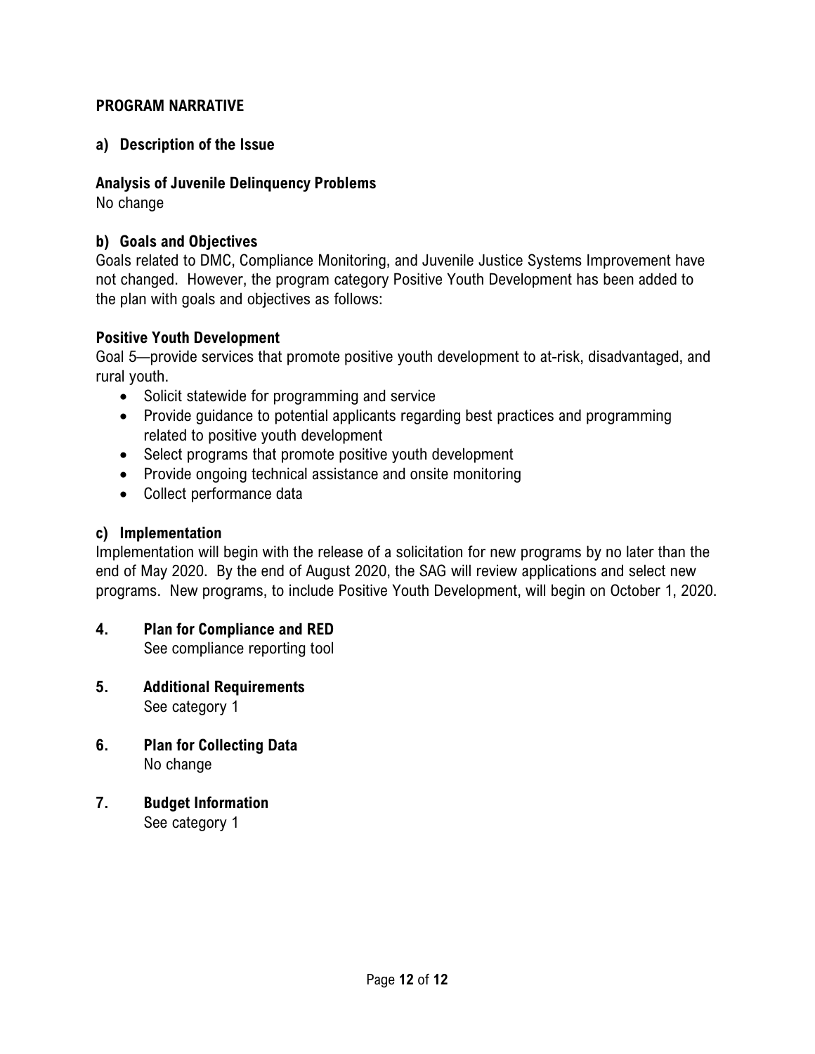## PROGRAM NARRATIVE

### a) Description of the Issue

#### Analysis of Juvenile Delinquency Problems

No change

### b) Goals and Objectives

Goals related to DMC, Compliance Monitoring, and Juvenile Justice Systems Improvement have not changed. However, the program category Positive Youth Development has been added to the plan with goals and objectives as follows:

#### Positive Youth Development

Goal 5—provide services that promote positive youth development to at-risk, disadvantaged, and rural youth.

- Solicit statewide for programming and service
- Provide guidance to potential applicants regarding best practices and programming related to positive youth development
- Select programs that promote positive youth development
- Provide ongoing technical assistance and onsite monitoring
- Collect performance data

### c) Implementation

Implementation will begin with the release of a solicitation for new programs by no later than the end of May 2020. By the end of August 2020, the SAG will review applications and select new programs. New programs, to include Positive Youth Development, will begin on October 1, 2020.

## 4. Plan for Compliance and RED

See compliance reporting tool

## 5. Additional Requirements

See category 1

## 6. Plan for Collecting Data

No change

## 7. Budget Information

See category 1